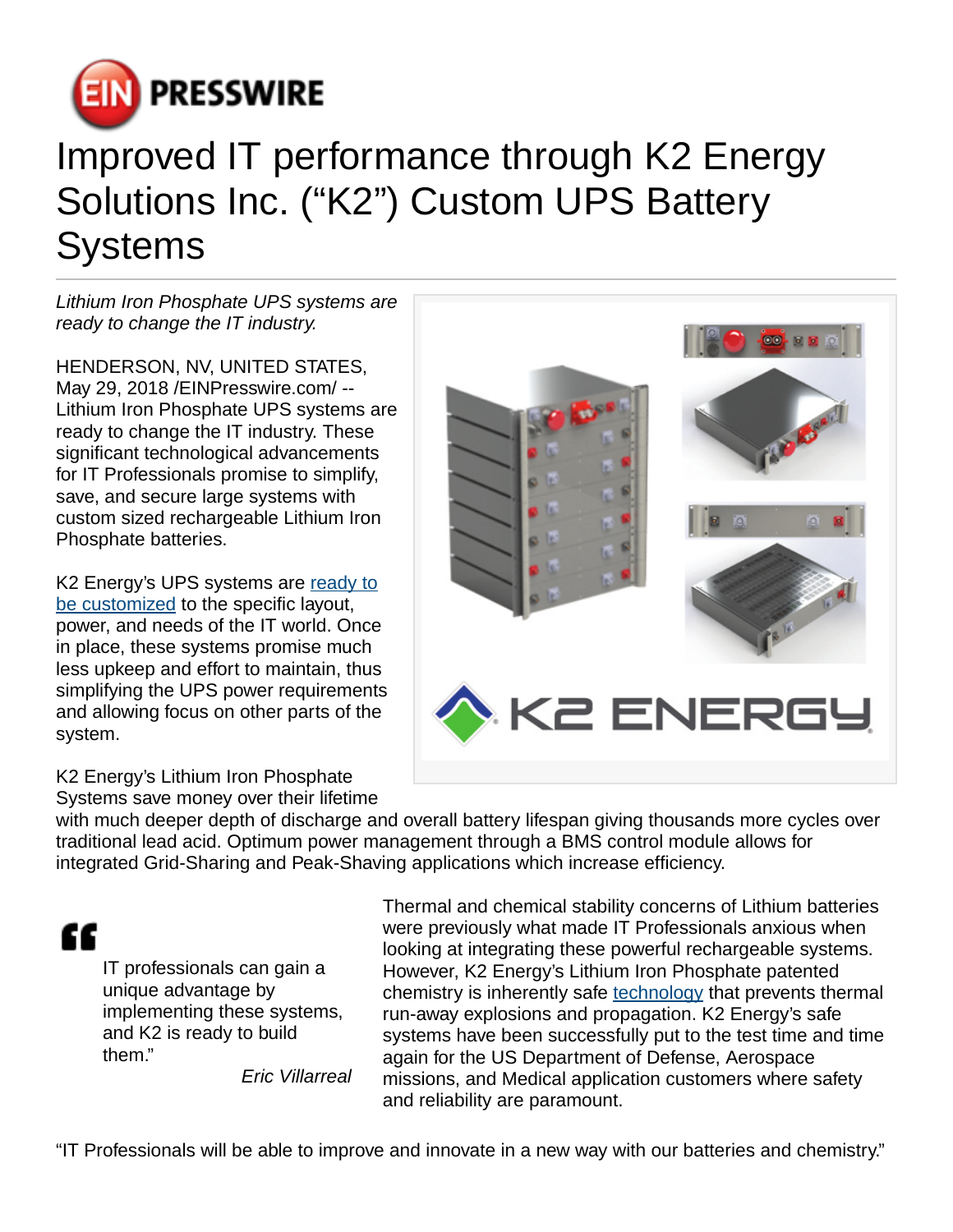# Improved IT performance through K2 Energy Solutions Inc. ("K2") Custom UPS Battery Systems

*Lithium Iron Phosphate UPS systems are ready to change the IT industry.*

HENDERSON, NV, UNITED STATES, May 29, 2018 /EINPresswire.com/ -- Lithium Iron Phosphate UPS systems are ready to change the IT industry. These significant technological advancements for IT Professionals promise to simplify, save, and secure large systems with custom sized rechargeable Lithium Iron Phosphate batteries.

K2 Energy's UPS systems are ready to be customized to the specific layout, power, and needs of the IT world. Once in place, these systems promise much less upkeep and effort to maintain, thus simplifying the UPS power requirements and allowing focus on other parts of the system.

K2 Energy's Lithium Iron Phosphate Systems save money over their lifetime with much deeper depth of discharge and overall battery lifespan giving thousands more cycles over traditional lead acid. Optimum power management through a BMS control module allows for integrated Grid-Sharing and Peak-Shaving applications which increase efficiency.

> IT professionals can gain a unique advantage by implementing these systems, and K2 is ready to build them."
>
> *Eric Villarreal*

Thermal and chemical stability concerns of Lithium batteries were previously what made IT Professionals anxious when looking at integrating these powerful rechargeable systems. However, K2 Energy's Lithium Iron Phosphate patented chemistry is inherently safe technology that prevents thermal run-away explosions and propagation. K2 Energy's safe systems have been successfully put to the test time and time again for the US Department of Defense, Aerospace missions, and Medical application customers where safety and reliability are paramount.

"IT Professionals will be able to improve and innovate in a new way with our batteries and chemistry."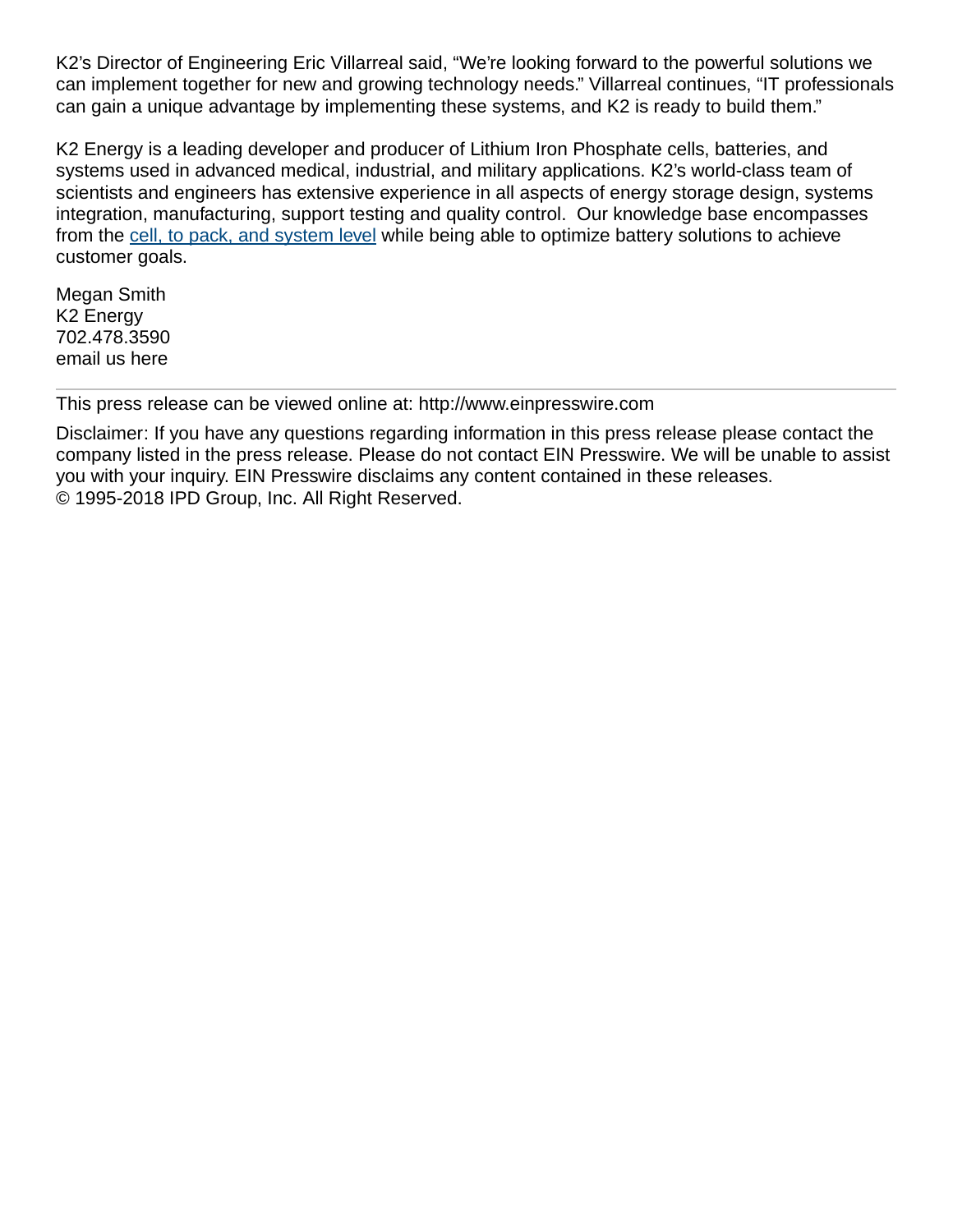K2's Director of Engineering Eric Villarreal said, "We're looking forward to the powerful solutions we can implement together for new and growing technology needs." Villarreal continues, "IT professionals can gain a unique advantage by implementing these systems, and K2 is ready to build them."

K2 Energy is a leading developer and producer of Lithium Iron Phosphate cells, batteries, and systems used in advanced medical, industrial, and military applications. K2's world-class team of scientists and engineers has extensive experience in all aspects of energy storage design, systems integration, manufacturing, support testing and quality control. Our knowledge base encompasses from the cell, to pack, and system level while being able to optimize battery solutions to achieve customer goals.

Megan Smith
K2 Energy
702.478.3590
email us here

---

This press release can be viewed online at: http://www.einpresswire.com

Disclaimer: If you have any questions regarding information in this press release please contact the company listed in the press release. Please do not contact EIN Presswire. We will be unable to assist you with your inquiry. EIN Presswire disclaims any content contained in these releases.
© 1995-2018 IPD Group, Inc. All Right Reserved.